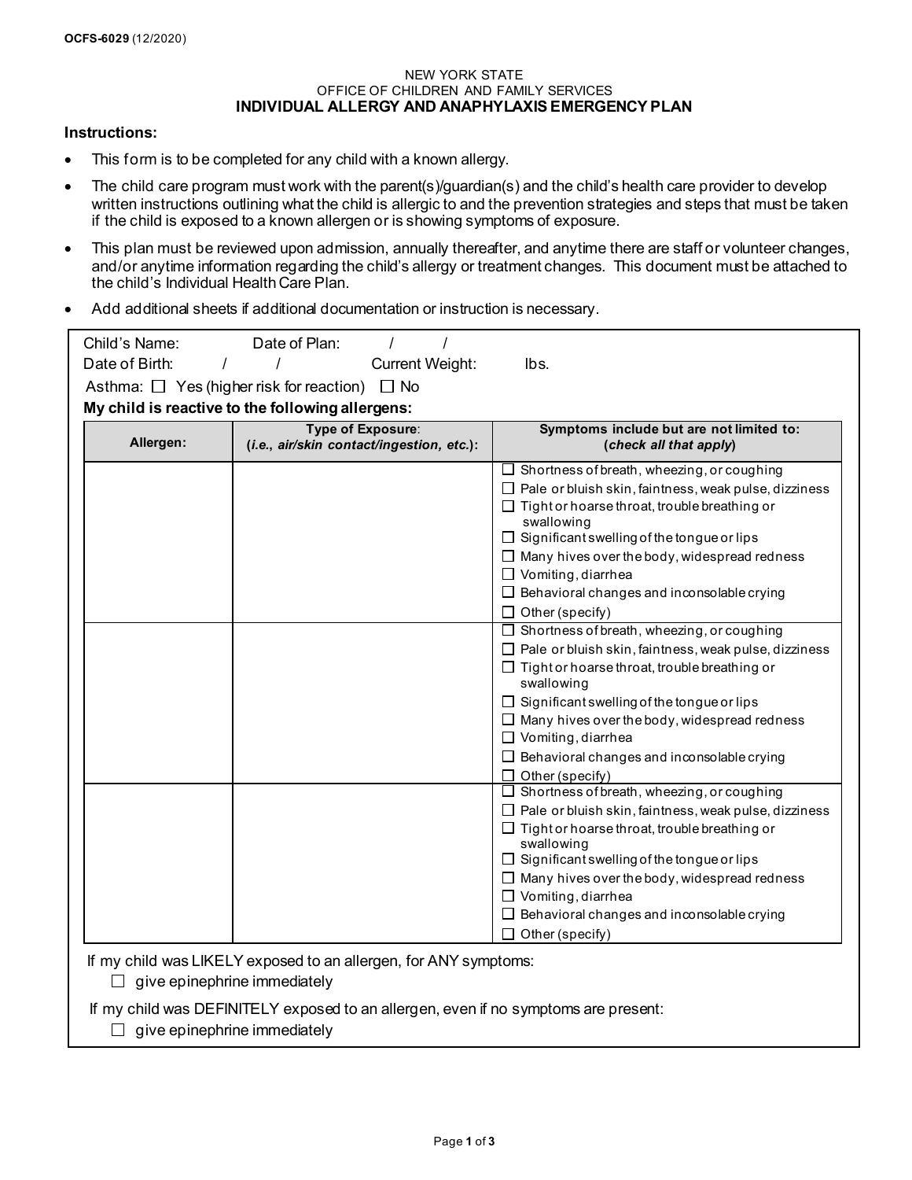OCFS-6029 (12/2020)

NEW YORK STATE
OFFICE OF CHILDREN AND FAMILY SERVICES

# INDIVIDUAL ALLERGY AND ANAPHYLAXIS EMERGENCY PLAN

**Instructions:**

- This form is to be completed for any child with a known allergy.
- The child care program must work with the parent(s)/guardian(s) and the child's health care provider to develop written instructions outlining what the child is allergic to and the prevention strategies and steps that must be taken if the child is exposed to a known allergen or is showing symptoms of exposure.
- This plan must be reviewed upon admission, annually thereafter, and anytime there are staff or volunteer changes, and/or anytime information regarding the child's allergy or treatment changes. This document must be attached to the child's Individual Health Care Plan.
- Add additional sheets if additional documentation or instruction is necessary.

Child's Name: Date of Plan: / /

Date of Birth: / / Current Weight: lbs.

Asthma: ☐ Yes (higher risk for reaction) ☐ No

**My child is reactive to the following allergens:**

| Allergen: | Type of Exposure: (*i.e., air/skin contact/ingestion, etc.*): | Symptoms include but are not limited to: (*check all that apply*) |
|---|---|---|
| | | ☐ Shortness of breath, wheezing, or coughing<br>☐ Pale or bluish skin, faintness, weak pulse, dizziness<br>☐ Tight or hoarse throat, trouble breathing or swallowing<br>☐ Significant swelling of the tongue or lips<br>☐ Many hives over the body, widespread redness<br>☐ Vomiting, diarrhea<br>☐ Behavioral changes and inconsolable crying<br>☐ Other (specify) |
| | | ☐ Shortness of breath, wheezing, or coughing<br>☐ Pale or bluish skin, faintness, weak pulse, dizziness<br>☐ Tight or hoarse throat, trouble breathing or swallowing<br>☐ Significant swelling of the tongue or lips<br>☐ Many hives over the body, widespread redness<br>☐ Vomiting, diarrhea<br>☐ Behavioral changes and inconsolable crying<br>☐ Other (specify) |
| | | ☐ Shortness of breath, wheezing, or coughing<br>☐ Pale or bluish skin, faintness, weak pulse, dizziness<br>☐ Tight or hoarse throat, trouble breathing or swallowing<br>☐ Significant swelling of the tongue or lips<br>☐ Many hives over the body, widespread redness<br>☐ Vomiting, diarrhea<br>☐ Behavioral changes and inconsolable crying<br>☐ Other (specify) |

If my child was LIKELY exposed to an allergen, for ANY symptoms:

☐ give epinephrine immediately

If my child was DEFINITELY exposed to an allergen, even if no symptoms are present:

☐ give epinephrine immediately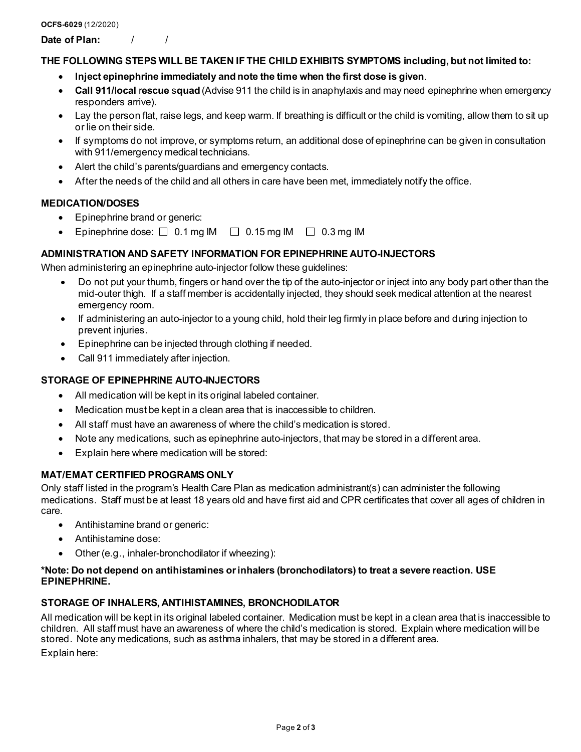OCFS-6029 (12/2020)

**Date of Plan:** / /

**THE FOLLOWING STEPS WILL BE TAKEN IF THE CHILD EXHIBITS SYMPTOMS including, but not limited to:**

- **Inject epinephrine immediately and note the time when the first dose is given**.
- **Call 911/local rescue squad** (Advise 911 the child is in anaphylaxis and may need epinephrine when emergency responders arrive).
- Lay the person flat, raise legs, and keep warm. If breathing is difficult or the child is vomiting, allow them to sit up or lie on their side.
- If symptoms do not improve, or symptoms return, an additional dose of epinephrine can be given in consultation with 911/emergency medical technicians.
- Alert the child's parents/guardians and emergency contacts.
- After the needs of the child and all others in care have been met, immediately notify the office.

## MEDICATION/DOSES

- Epinephrine brand or generic:
- Epinephrine dose: ☐ 0.1 mg IM ☐ 0.15 mg IM ☐ 0.3 mg IM

## ADMINISTRATION AND SAFETY INFORMATION FOR EPINEPHRINE AUTO-INJECTORS

When administering an epinephrine auto-injector follow these guidelines:

- Do not put your thumb, fingers or hand over the tip of the auto-injector or inject into any body part other than the mid-outer thigh. If a staff member is accidentally injected, they should seek medical attention at the nearest emergency room.
- If administering an auto-injector to a young child, hold their leg firmly in place before and during injection to prevent injuries.
- Epinephrine can be injected through clothing if needed.
- Call 911 immediately after injection.

## STORAGE OF EPINEPHRINE AUTO-INJECTORS

- All medication will be kept in its original labeled container.
- Medication must be kept in a clean area that is inaccessible to children.
- All staff must have an awareness of where the child's medication is stored.
- Note any medications, such as epinephrine auto-injectors, that may be stored in a different area.
- Explain here where medication will be stored:

## MAT/EMAT CERTIFIED PROGRAMS ONLY

Only staff listed in the program's Health Care Plan as medication administrant(s) can administer the following medications. Staff must be at least 18 years old and have first aid and CPR certificates that cover all ages of children in care.

- Antihistamine brand or generic:
- Antihistamine dose:
- Other (e.g., inhaler-bronchodilator if wheezing):

**\*Note: Do not depend on antihistamines or inhalers (bronchodilators) to treat a severe reaction. USE EPINEPHRINE.**

## STORAGE OF INHALERS, ANTIHISTAMINES, BRONCHODILATOR

All medication will be kept in its original labeled container. Medication must be kept in a clean area that is inaccessible to children. All staff must have an awareness of where the child's medication is stored. Explain where medication will be stored. Note any medications, such as asthma inhalers, that may be stored in a different area.

Explain here: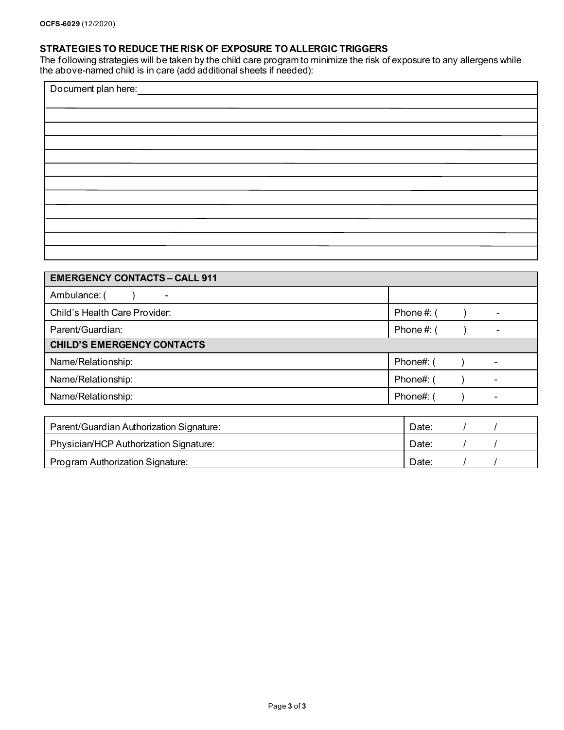OCFS-6029 (12/2020)

**STRATEGIES TO REDUCE THE RISK OF EXPOSURE TO ALLERGIC TRIGGERS**

The following strategies will be taken by the child care program to minimize the risk of exposure to any allergens while the above-named child is in care (add additional sheets if needed):

| Document plan here: |
|---|
| |
| |
| |
| |
| |
| |
| |
| |
| |
| |
| |

| **EMERGENCY CONTACTS – CALL 911** | |
|---|---|
| Ambulance: (     )     - | |
| Child's Health Care Provider: | Phone #: (     )     - |
| Parent/Guardian: | Phone #: (     )     - |
| **CHILD'S EMERGENCY CONTACTS** | |
| Name/Relationship: | Phone#: (     )     - |
| Name/Relationship: | Phone#: (     )     - |
| Name/Relationship: | Phone#: (     )     - |

| | |
|---|---|
| Parent/Guardian Authorization Signature: | Date:     /     / |
| Physician/HCP Authorization Signature: | Date:     /     / |
| Program Authorization Signature: | Date:     /     / |